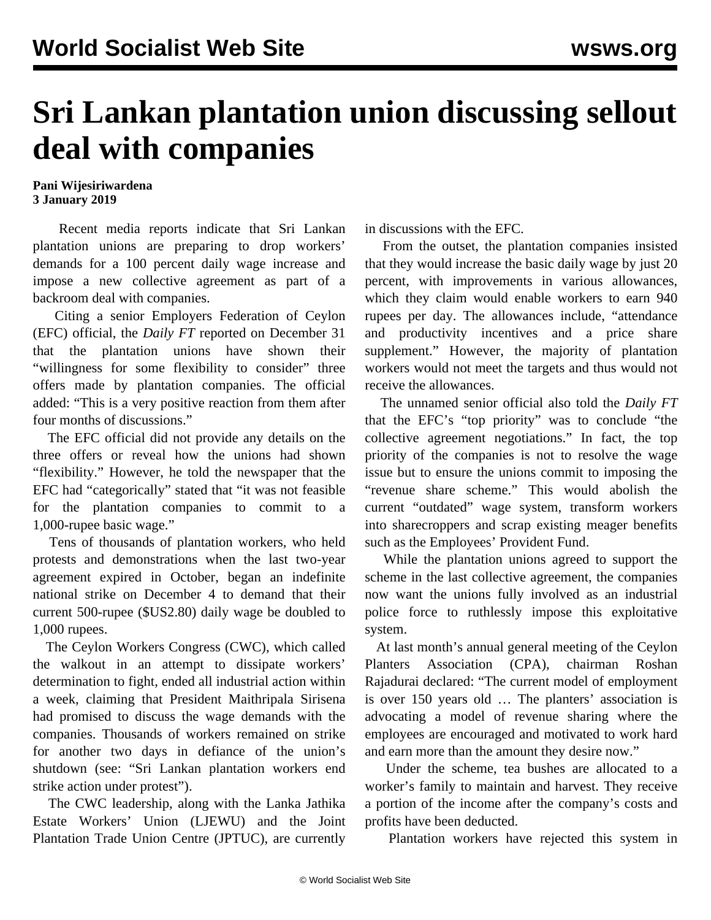# Sri Lankan plantation union discussing sellout deal with companies

**Pani Wijesiriwardena**
**3 January 2019**

Recent media reports indicate that Sri Lankan plantation unions are preparing to drop workers' demands for a 100 percent daily wage increase and impose a new collective agreement as part of a backroom deal with companies.

Citing a senior Employers Federation of Ceylon (EFC) official, the *Daily FT* reported on December 31 that the plantation unions have shown their "willingness for some flexibility to consider" three offers made by plantation companies. The official added: "This is a very positive reaction from them after four months of discussions."

The EFC official did not provide any details on the three offers or reveal how the unions had shown "flexibility." However, he told the newspaper that the EFC had "categorically" stated that "it was not feasible for the plantation companies to commit to a 1,000-rupee basic wage."

Tens of thousands of plantation workers, who held protests and demonstrations when the last two-year agreement expired in October, began an indefinite national strike on December 4 to demand that their current 500-rupee ($US2.80) daily wage be doubled to 1,000 rupees.

The Ceylon Workers Congress (CWC), which called the walkout in an attempt to dissipate workers' determination to fight, ended all industrial action within a week, claiming that President Maithripala Sirisena had promised to discuss the wage demands with the companies. Thousands of workers remained on strike for another two days in defiance of the union's shutdown (see: "Sri Lankan plantation workers end strike action under protest").

The CWC leadership, along with the Lanka Jathika Estate Workers' Union (LJEWU) and the Joint Plantation Trade Union Centre (JPTUC), are currently in discussions with the EFC.

From the outset, the plantation companies insisted that they would increase the basic daily wage by just 20 percent, with improvements in various allowances, which they claim would enable workers to earn 940 rupees per day. The allowances include, "attendance and productivity incentives and a price share supplement." However, the majority of plantation workers would not meet the targets and thus would not receive the allowances.

The unnamed senior official also told the *Daily FT* that the EFC's "top priority" was to conclude "the collective agreement negotiations." In fact, the top priority of the companies is not to resolve the wage issue but to ensure the unions commit to imposing the "revenue share scheme." This would abolish the current "outdated" wage system, transform workers into sharecroppers and scrap existing meager benefits such as the Employees' Provident Fund.

While the plantation unions agreed to support the scheme in the last collective agreement, the companies now want the unions fully involved as an industrial police force to ruthlessly impose this exploitative system.

At last month's annual general meeting of the Ceylon Planters Association (CPA), chairman Roshan Rajadurai declared: "The current model of employment is over 150 years old … The planters' association is advocating a model of revenue sharing where the employees are encouraged and motivated to work hard and earn more than the amount they desire now."

Under the scheme, tea bushes are allocated to a worker's family to maintain and harvest. They receive a portion of the income after the company's costs and profits have been deducted.

Plantation workers have rejected this system in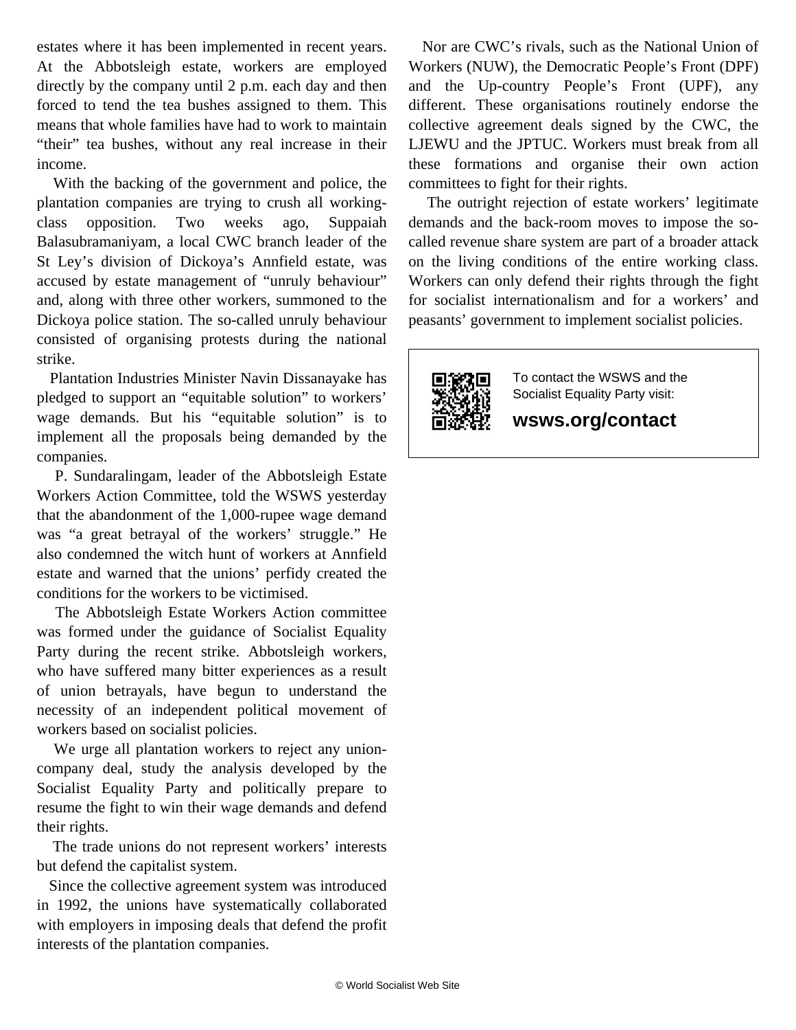estates where it has been implemented in recent years. At the Abbotsleigh estate, workers are employed directly by the company until 2 p.m. each day and then forced to tend the tea bushes assigned to them. This means that whole families have had to work to maintain "their" tea bushes, without any real increase in their income.

With the backing of the government and police, the plantation companies are trying to crush all working-class opposition. Two weeks ago, Suppaiah Balasubramaniyam, a local CWC branch leader of the St Ley's division of Dickoya's Annfield estate, was accused by estate management of "unruly behaviour" and, along with three other workers, summoned to the Dickoya police station. The so-called unruly behaviour consisted of organising protests during the national strike.

Plantation Industries Minister Navin Dissanayake has pledged to support an "equitable solution" to workers' wage demands. But his "equitable solution" is to implement all the proposals being demanded by the companies.

P. Sundaralingam, leader of the Abbotsleigh Estate Workers Action Committee, told the WSWS yesterday that the abandonment of the 1,000-rupee wage demand was "a great betrayal of the workers' struggle." He also condemned the witch hunt of workers at Annfield estate and warned that the unions' perfidy created the conditions for the workers to be victimised.

The Abbotsleigh Estate Workers Action committee was formed under the guidance of Socialist Equality Party during the recent strike. Abbotsleigh workers, who have suffered many bitter experiences as a result of union betrayals, have begun to understand the necessity of an independent political movement of workers based on socialist policies.

We urge all plantation workers to reject any union-company deal, study the analysis developed by the Socialist Equality Party and politically prepare to resume the fight to win their wage demands and defend their rights.

The trade unions do not represent workers' interests but defend the capitalist system.

Since the collective agreement system was introduced in 1992, the unions have systematically collaborated with employers in imposing deals that defend the profit interests of the plantation companies.

Nor are CWC's rivals, such as the National Union of Workers (NUW), the Democratic People's Front (DPF) and the Up-country People's Front (UPF), any different. These organisations routinely endorse the collective agreement deals signed by the CWC, the LJEWU and the JPTUC. Workers must break from all these formations and organise their own action committees to fight for their rights.

The outright rejection of estate workers' legitimate demands and the back-room moves to impose the so-called revenue share system are part of a broader attack on the living conditions of the entire working class. Workers can only defend their rights through the fight for socialist internationalism and for a workers' and peasants' government to implement socialist policies.

To contact the WSWS and the Socialist Equality Party visit:

**wsws.org/contact**